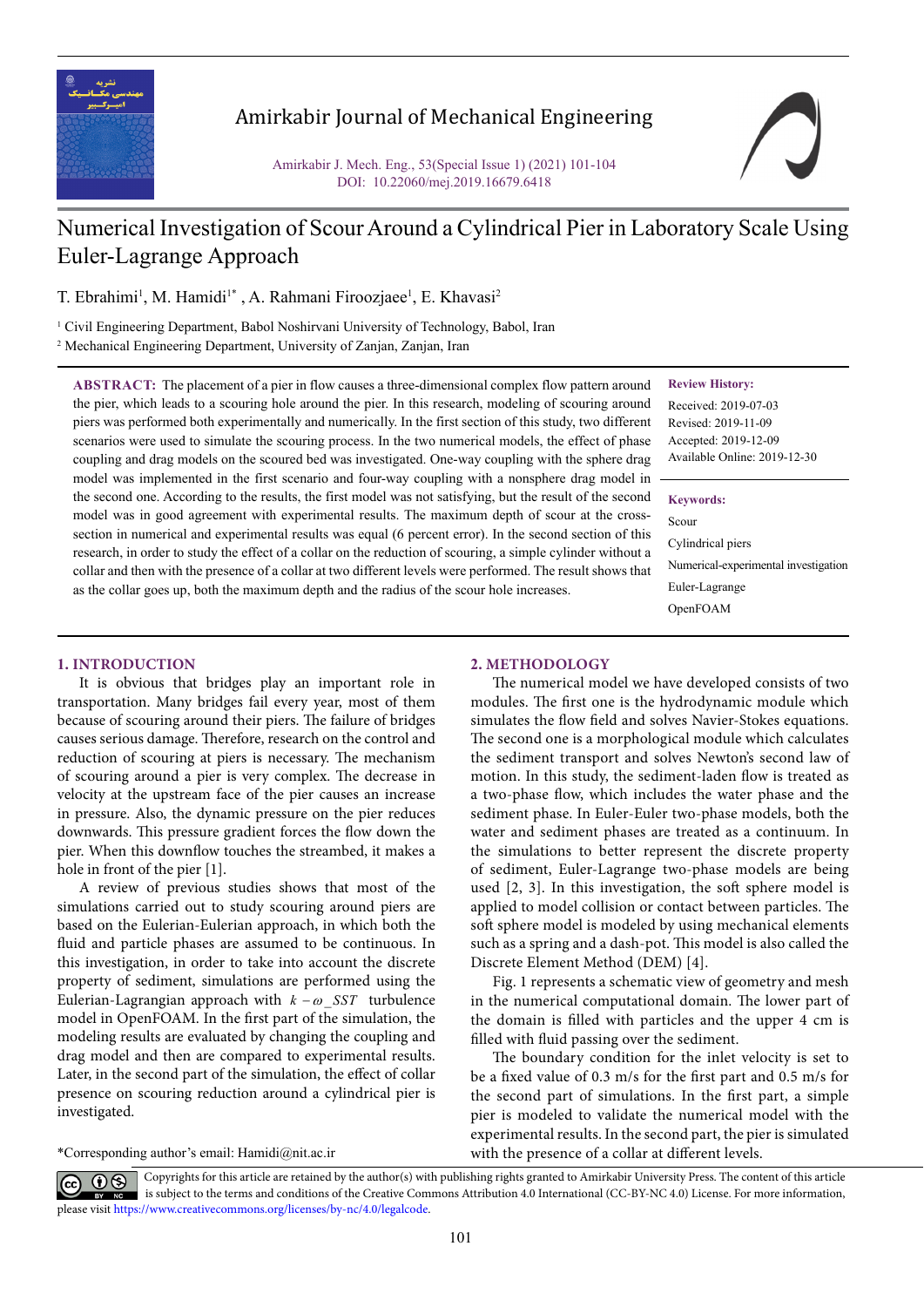# Numerical Investigation of Scour Around a Cylindrical Pier in Laboratory Scale Using Euler-Lagrange Approach

T. Ebrahimi[1], M. Hamidi[1*], A. Rahmani Firoozjaee[1], E. Khavasi[2]

[1] Civil Engineering Department, Babol Noshirvani University of Technology, Babol, Iran

[2] Mechanical Engineering Department, University of Zanjan, Zanjan, Iran

**ABSTRACT:** The placement of a pier in flow causes a three-dimensional complex flow pattern around the pier, which leads to a scouring hole around the pier. In this research, modeling of scouring around piers was performed both experimentally and numerically. In the first section of this study, two different scenarios were used to simulate the scouring process. In the two numerical models, the effect of phase coupling and drag models on the scoured bed was investigated. One-way coupling with the sphere drag model was implemented in the first scenario and four-way coupling with a nonsphere drag model in the second one. According to the results, the first model was not satisfying, but the result of the second model was in good agreement with experimental results. The maximum depth of scour at the cross-section in numerical and experimental results was equal (6 percent error). In the second section of this research, in order to study the effect of a collar on the reduction of scouring, a simple cylinder without a collar and then with the presence of a collar at two different levels were performed. The result shows that as the collar goes up, both the maximum depth and the radius of the scour hole increases.

**Review History:**

Received: 2019-07-03

Revised: 2019-11-09

Accepted: 2019-12-09

Available Online: 2019-12-30

**Keywords:**

Scour

Cylindrical piers

Numerical-experimental investigation

Euler-Lagrange

OpenFOAM

## 1. INTRODUCTION

It is obvious that bridges play an important role in transportation. Many bridges fail every year, most of them because of scouring around their piers. The failure of bridges causes serious damage. Therefore, research on the control and reduction of scouring at piers is necessary. The mechanism of scouring around a pier is very complex. The decrease in velocity at the upstream face of the pier causes an increase in pressure. Also, the dynamic pressure on the pier reduces downwards. This pressure gradient forces the flow down the pier. When this downflow touches the streambed, it makes a hole in front of the pier [1].

A review of previous studies shows that most of the simulations carried out to study scouring around piers are based on the Eulerian-Eulerian approach, in which both the fluid and particle phases are assumed to be continuous. In this investigation, in order to take into account the discrete property of sediment, simulations are performed using the Eulerian-Lagrangian approach with $k-\omega\_SST$ turbulence model in OpenFOAM. In the first part of the simulation, the modeling results are evaluated by changing the coupling and drag model and then are compared to experimental results. Later, in the second part of the simulation, the effect of collar presence on scouring reduction around a cylindrical pier is investigated.

*Corresponding author's email: Hamidi@nit.ac.ir

## 2. METHODOLOGY

The numerical model we have developed consists of two modules. The first one is the hydrodynamic module which simulates the flow field and solves Navier-Stokes equations. The second one is a morphological module which calculates the sediment transport and solves Newton's second law of motion. In this study, the sediment-laden flow is treated as a two-phase flow, which includes the water phase and the sediment phase. In Euler-Euler two-phase models, both the water and sediment phases are treated as a continuum. In the simulations to better represent the discrete property of sediment, Euler-Lagrange two-phase models are being used [2, 3]. In this investigation, the soft sphere model is applied to model collision or contact between particles. The soft sphere model is modeled by using mechanical elements such as a spring and a dash-pot. This model is also called the Discrete Element Method (DEM) [4].

Fig. 1 represents a schematic view of geometry and mesh in the numerical computational domain. The lower part of the domain is filled with particles and the upper 4 cm is filled with fluid passing over the sediment.

The boundary condition for the inlet velocity is set to be a fixed value of 0.3 m/s for the first part and 0.5 m/s for the second part of simulations. In the first part, a simple pier is modeled to validate the numerical model with the experimental results. In the second part, the pier is simulated with the presence of a collar at different levels.

Copyrights for this article are retained by the author(s) with publishing rights granted to Amirkabir University Press. The content of this article is subject to the terms and conditions of the Creative Commons Attribution 4.0 International (CC-BY-NC 4.0) License. For more information, please visit https://www.creativecommons.org/licenses/by-nc/4.0/legalcode.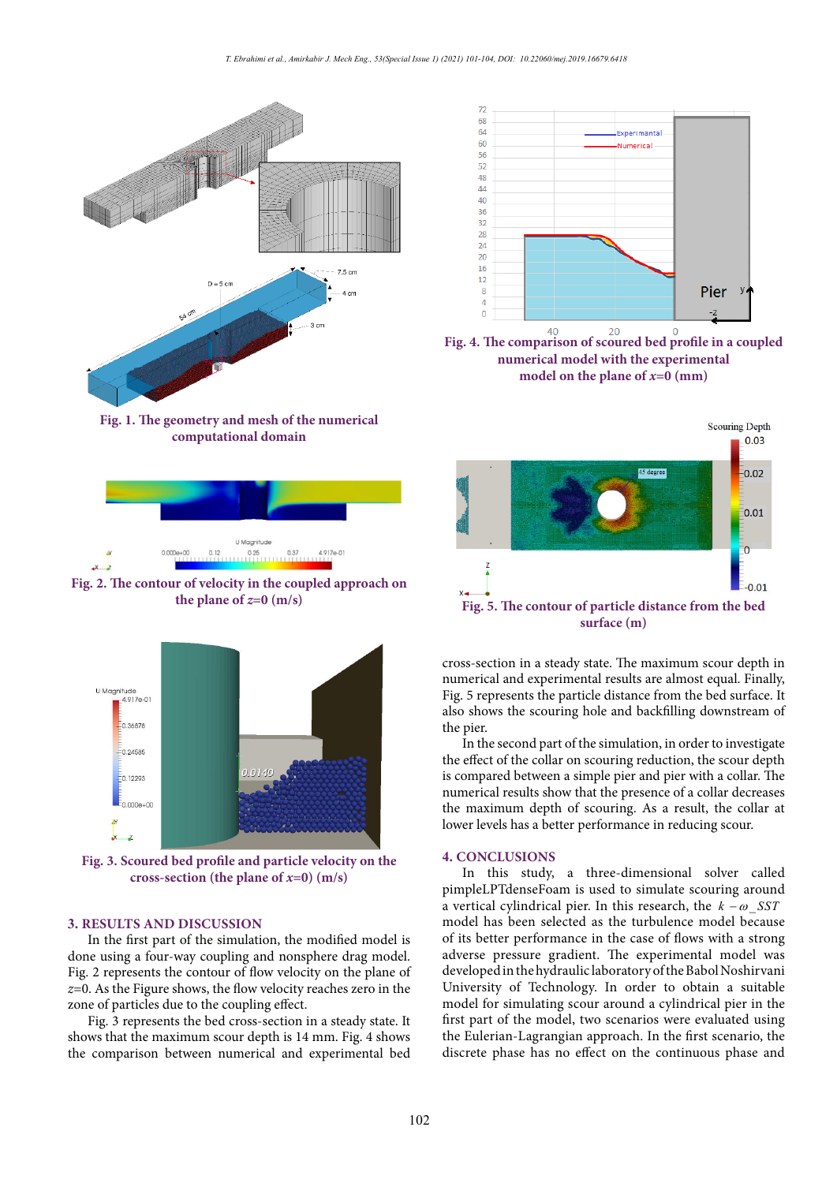Fig. 1. The geometry and mesh of the numerical computational domain

Fig. 2. The contour of velocity in the coupled approach on the plane of $z$=0 (m/s)

Fig. 3. Scoured bed profile and particle velocity on the cross-section (the plane of $x$=0) (m/s)

Fig. 4. The comparison of scoured bed profile in a coupled numerical model with the experimental model on the plane of $x$=0 (mm)

Fig. 5. The contour of particle distance from the bed surface (m)

## 3. RESULTS AND DISCUSSION

In the first part of the simulation, the modified model is done using a four-way coupling and nonsphere drag model. Fig. 2 represents the contour of flow velocity on the plane of $z$=0. As the Figure shows, the flow velocity reaches zero in the zone of particles due to the coupling effect.

Fig. 3 represents the bed cross-section in a steady state. It shows that the maximum scour depth is 14 mm. Fig. 4 shows the comparison between numerical and experimental bed cross-section in a steady state. The maximum scour depth in numerical and experimental results are almost equal. Finally, Fig. 5 represents the particle distance from the bed surface. It also shows the scouring hole and backfilling downstream of the pier.

In the second part of the simulation, in order to investigate the effect of the collar on scouring reduction, the scour depth is compared between a simple pier and pier with a collar. The numerical results show that the presence of a collar decreases the maximum depth of scouring. As a result, the collar at lower levels has a better performance in reducing scour.

## 4. CONCLUSIONS

In this study, a three-dimensional solver called pimpleLPTdenseFoam is used to simulate scouring around a vertical cylindrical pier. In this research, the $k-\omega\_SST$ model has been selected as the turbulence model because of its better performance in the case of flows with a strong adverse pressure gradient. The experimental model was developed in the hydraulic laboratory of the Babol Noshirvani University of Technology. In order to obtain a suitable model for simulating scour around a cylindrical pier in the first part of the model, two scenarios were evaluated using the Eulerian-Lagrangian approach. In the first scenario, the discrete phase has no effect on the continuous phase and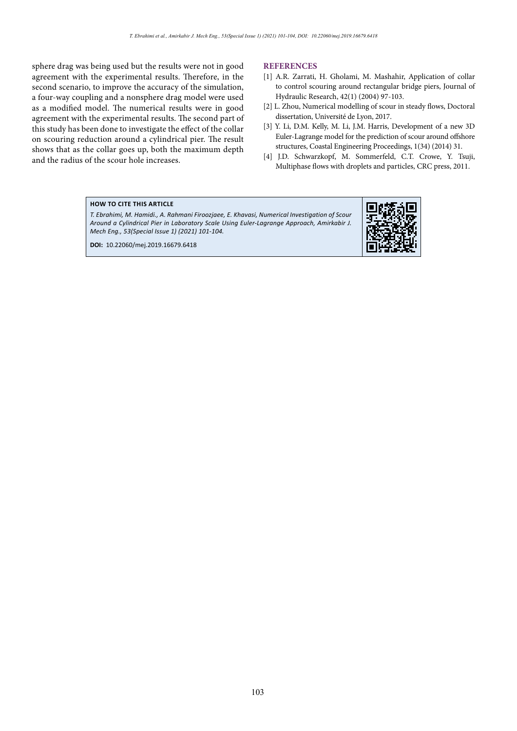sphere drag was being used but the results were not in good agreement with the experimental results. Therefore, in the second scenario, to improve the accuracy of the simulation, a four-way coupling and a nonsphere drag model were used as a modified model. The numerical results were in good agreement with the experimental results. The second part of this study has been done to investigate the effect of the collar on scouring reduction around a cylindrical pier. The result shows that as the collar goes up, both the maximum depth and the radius of the scour hole increases.

## REFERENCES

[1] A.R. Zarrati, H. Gholami, M. Mashahir, Application of collar to control scouring around rectangular bridge piers, Journal of Hydraulic Research, 42(1) (2004) 97-103.

[2] L. Zhou, Numerical modelling of scour in steady flows, Doctoral dissertation, Université de Lyon, 2017.

[3] Y. Li, D.M. Kelly, M. Li, J.M. Harris, Development of a new 3D Euler-Lagrange model for the prediction of scour around offshore structures, Coastal Engineering Proceedings, 1(34) (2014) 31.

[4] J.D. Schwarzkopf, M. Sommerfeld, C.T. Crowe, Y. Tsuji, Multiphase flows with droplets and particles, CRC press, 2011.

**HOW TO CITE THIS ARTICLE**

*T. Ebrahimi, M. Hamidi., A. Rahmani Firoozjaee, E. Khavasi, Numerical Investigation of Scour Around a Cylindrical Pier in Laboratory Scale Using Euler-Lagrange Approach, Amirkabir J. Mech Eng., 53(Special Issue 1) (2021) 101-104.*

**DOI:** 10.22060/mej.2019.16679.6418